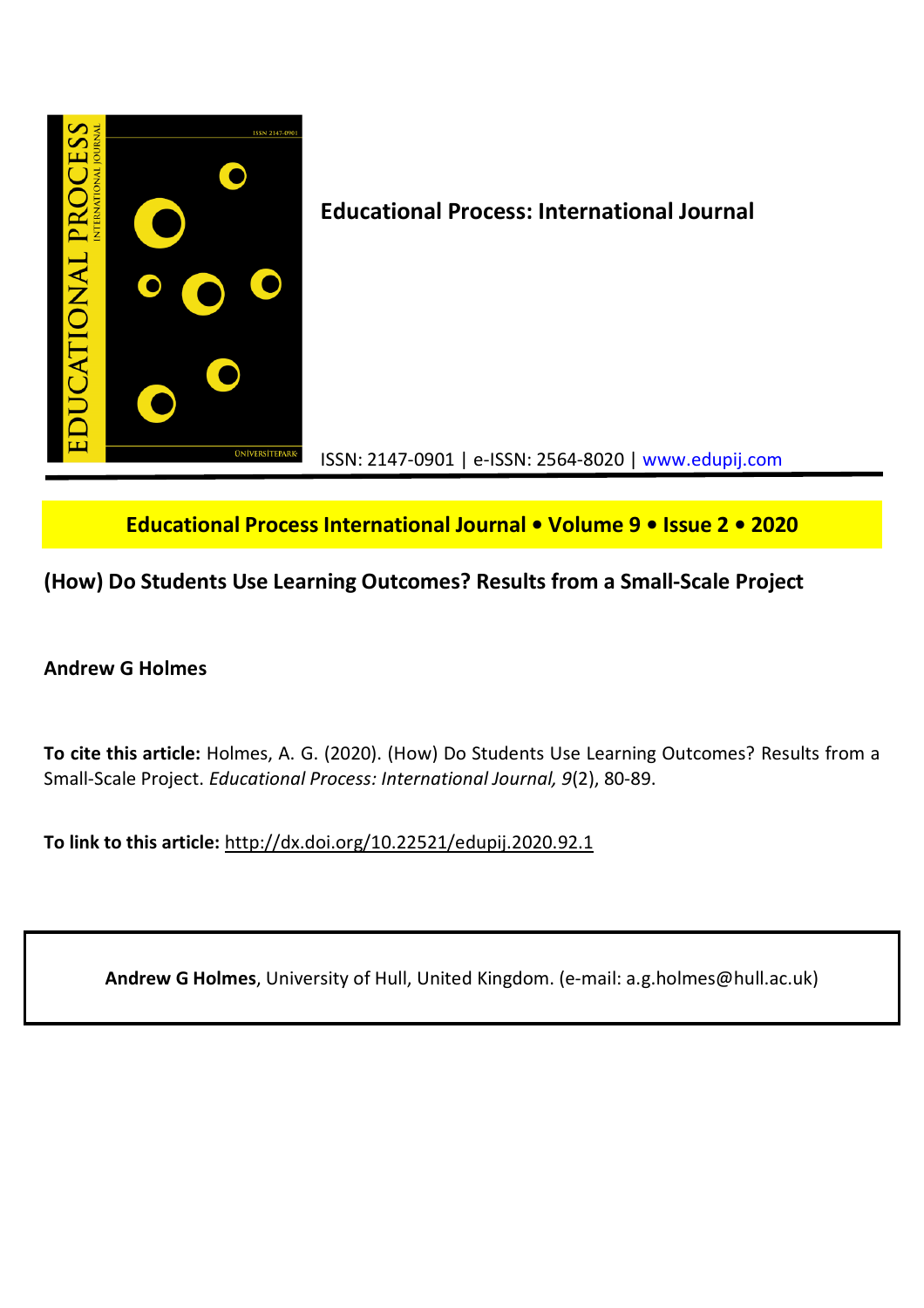**Educational Process: International Journal**

ISSN: 2147-0901 | e-ISSN: 2564-8020 | www.edupij.com

**Educational Process International Journal • Volume 9 • Issue 2 • 2020**

# (How) Do Students Use Learning Outcomes? Results from a Small-Scale Project

**Andrew G Holmes**

**To cite this article:** Holmes, A. G. (2020). (How) Do Students Use Learning Outcomes? Results from a Small-Scale Project. *Educational Process: International Journal, 9*(2), 80-89.

**To link to this article:** http://dx.doi.org/10.22521/edupij.2020.92.1

**Andrew G Holmes**, University of Hull, United Kingdom. (e-mail: a.g.holmes@hull.ac.uk)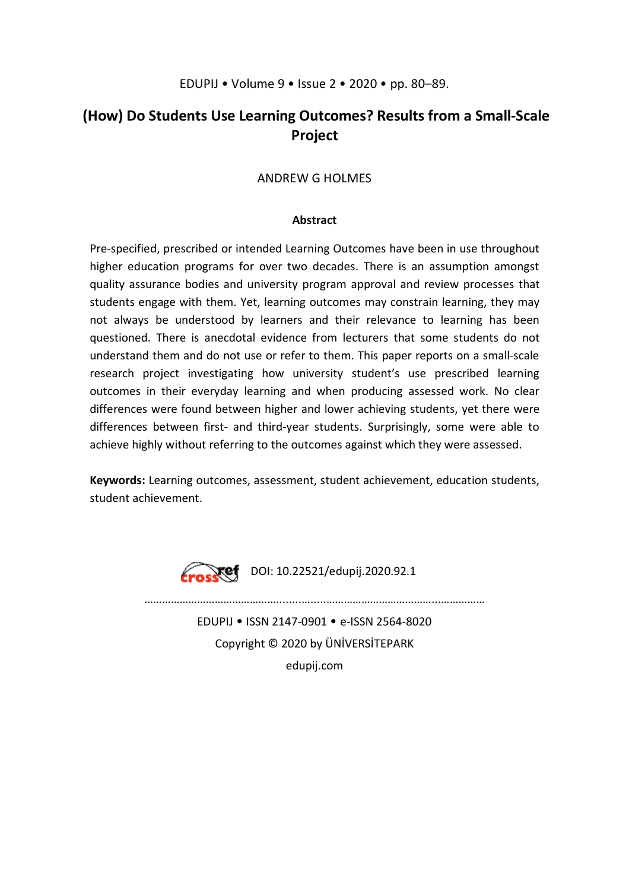# (How) Do Students Use Learning Outcomes? Results from a Small-Scale Project

ANDREW G HOLMES

### Abstract

Pre-specified, prescribed or intended Learning Outcomes have been in use throughout higher education programs for over two decades. There is an assumption amongst quality assurance bodies and university program approval and review processes that students engage with them. Yet, learning outcomes may constrain learning, they may not always be understood by learners and their relevance to learning has been questioned. There is anecdotal evidence from lecturers that some students do not understand them and do not use or refer to them. This paper reports on a small-scale research project investigating how university student's use prescribed learning outcomes in their everyday learning and when producing assessed work. No clear differences were found between higher and lower achieving students, yet there were differences between first- and third-year students. Surprisingly, some were able to achieve highly without referring to the outcomes against which they were assessed.

**Keywords:** Learning outcomes, assessment, student achievement, education students, student achievement.

DOI: 10.22521/edupij.2020.92.1

EDUPIJ • ISSN 2147-0901 • e-ISSN 2564-8020
Copyright © 2020 by ÜNİVERSİTEPARK
edupij.com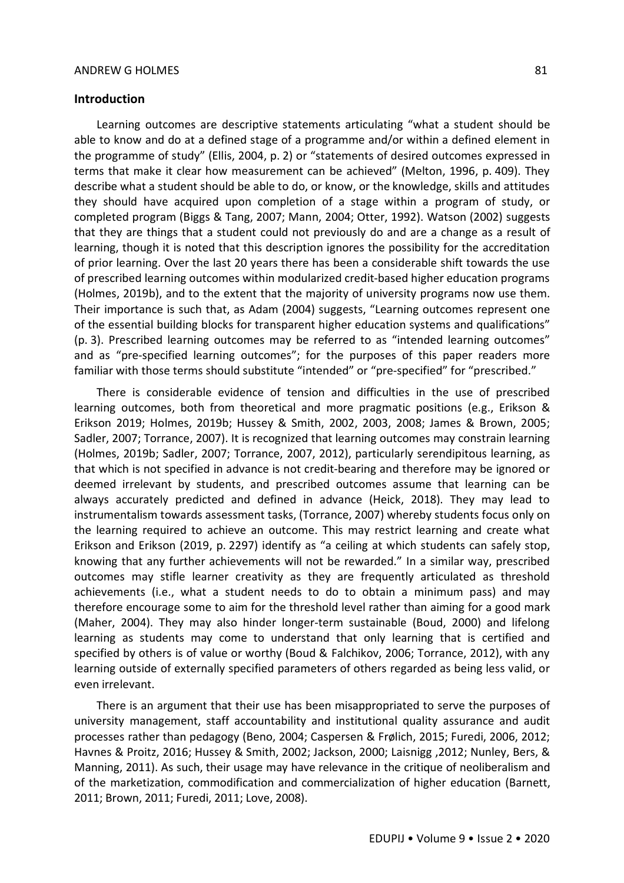## Introduction

Learning outcomes are descriptive statements articulating "what a student should be able to know and do at a defined stage of a programme and/or within a defined element in the programme of study" (Ellis, 2004, p. 2) or "statements of desired outcomes expressed in terms that make it clear how measurement can be achieved" (Melton, 1996, p. 409). They describe what a student should be able to do, or know, or the knowledge, skills and attitudes they should have acquired upon completion of a stage within a program of study, or completed program (Biggs & Tang, 2007; Mann, 2004; Otter, 1992). Watson (2002) suggests that they are things that a student could not previously do and are a change as a result of learning, though it is noted that this description ignores the possibility for the accreditation of prior learning. Over the last 20 years there has been a considerable shift towards the use of prescribed learning outcomes within modularized credit-based higher education programs (Holmes, 2019b), and to the extent that the majority of university programs now use them. Their importance is such that, as Adam (2004) suggests, "Learning outcomes represent one of the essential building blocks for transparent higher education systems and qualifications" (p. 3). Prescribed learning outcomes may be referred to as "intended learning outcomes" and as "pre-specified learning outcomes"; for the purposes of this paper readers more familiar with those terms should substitute "intended" or "pre-specified" for "prescribed."

There is considerable evidence of tension and difficulties in the use of prescribed learning outcomes, both from theoretical and more pragmatic positions (e.g., Erikson & Erikson 2019; Holmes, 2019b; Hussey & Smith, 2002, 2003, 2008; James & Brown, 2005; Sadler, 2007; Torrance, 2007). It is recognized that learning outcomes may constrain learning (Holmes, 2019b; Sadler, 2007; Torrance, 2007, 2012), particularly serendipitous learning, as that which is not specified in advance is not credit-bearing and therefore may be ignored or deemed irrelevant by students, and prescribed outcomes assume that learning can be always accurately predicted and defined in advance (Heick, 2018). They may lead to instrumentalism towards assessment tasks, (Torrance, 2007) whereby students focus only on the learning required to achieve an outcome. This may restrict learning and create what Erikson and Erikson (2019, p. 2297) identify as "a ceiling at which students can safely stop, knowing that any further achievements will not be rewarded." In a similar way, prescribed outcomes may stifle learner creativity as they are frequently articulated as threshold achievements (i.e., what a student needs to do to obtain a minimum pass) and may therefore encourage some to aim for the threshold level rather than aiming for a good mark (Maher, 2004). They may also hinder longer-term sustainable (Boud, 2000) and lifelong learning as students may come to understand that only learning that is certified and specified by others is of value or worthy (Boud & Falchikov, 2006; Torrance, 2012), with any learning outside of externally specified parameters of others regarded as being less valid, or even irrelevant.

There is an argument that their use has been misappropriated to serve the purposes of university management, staff accountability and institutional quality assurance and audit processes rather than pedagogy (Beno, 2004; Caspersen & Frølich, 2015; Furedi, 2006, 2012; Havnes & Proitz, 2016; Hussey & Smith, 2002; Jackson, 2000; Laisnigg ,2012; Nunley, Bers, & Manning, 2011). As such, their usage may have relevance in the critique of neoliberalism and of the marketization, commodification and commercialization of higher education (Barnett, 2011; Brown, 2011; Furedi, 2011; Love, 2008).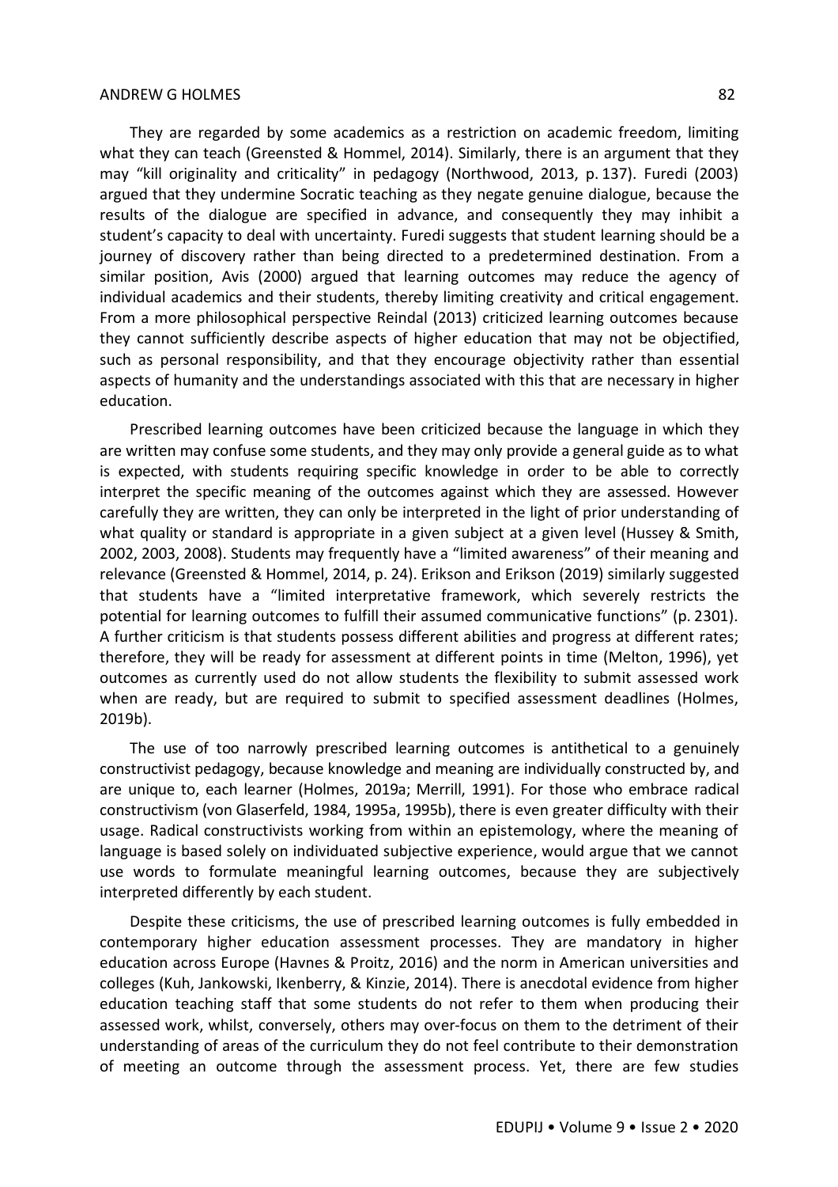They are regarded by some academics as a restriction on academic freedom, limiting what they can teach (Greensted & Hommel, 2014). Similarly, there is an argument that they may "kill originality and criticality" in pedagogy (Northwood, 2013, p. 137). Furedi (2003) argued that they undermine Socratic teaching as they negate genuine dialogue, because the results of the dialogue are specified in advance, and consequently they may inhibit a student's capacity to deal with uncertainty. Furedi suggests that student learning should be a journey of discovery rather than being directed to a predetermined destination. From a similar position, Avis (2000) argued that learning outcomes may reduce the agency of individual academics and their students, thereby limiting creativity and critical engagement. From a more philosophical perspective Reindal (2013) criticized learning outcomes because they cannot sufficiently describe aspects of higher education that may not be objectified, such as personal responsibility, and that they encourage objectivity rather than essential aspects of humanity and the understandings associated with this that are necessary in higher education.

Prescribed learning outcomes have been criticized because the language in which they are written may confuse some students, and they may only provide a general guide as to what is expected, with students requiring specific knowledge in order to be able to correctly interpret the specific meaning of the outcomes against which they are assessed. However carefully they are written, they can only be interpreted in the light of prior understanding of what quality or standard is appropriate in a given subject at a given level (Hussey & Smith, 2002, 2003, 2008). Students may frequently have a "limited awareness" of their meaning and relevance (Greensted & Hommel, 2014, p. 24). Erikson and Erikson (2019) similarly suggested that students have a "limited interpretative framework, which severely restricts the potential for learning outcomes to fulfill their assumed communicative functions" (p. 2301). A further criticism is that students possess different abilities and progress at different rates; therefore, they will be ready for assessment at different points in time (Melton, 1996), yet outcomes as currently used do not allow students the flexibility to submit assessed work when are ready, but are required to submit to specified assessment deadlines (Holmes, 2019b).

The use of too narrowly prescribed learning outcomes is antithetical to a genuinely constructivist pedagogy, because knowledge and meaning are individually constructed by, and are unique to, each learner (Holmes, 2019a; Merrill, 1991). For those who embrace radical constructivism (von Glaserfeld, 1984, 1995a, 1995b), there is even greater difficulty with their usage. Radical constructivists working from within an epistemology, where the meaning of language is based solely on individuated subjective experience, would argue that we cannot use words to formulate meaningful learning outcomes, because they are subjectively interpreted differently by each student.

Despite these criticisms, the use of prescribed learning outcomes is fully embedded in contemporary higher education assessment processes. They are mandatory in higher education across Europe (Havnes & Proitz, 2016) and the norm in American universities and colleges (Kuh, Jankowski, Ikenberry, & Kinzie, 2014). There is anecdotal evidence from higher education teaching staff that some students do not refer to them when producing their assessed work, whilst, conversely, others may over-focus on them to the detriment of their understanding of areas of the curriculum they do not feel contribute to their demonstration of meeting an outcome through the assessment process. Yet, there are few studies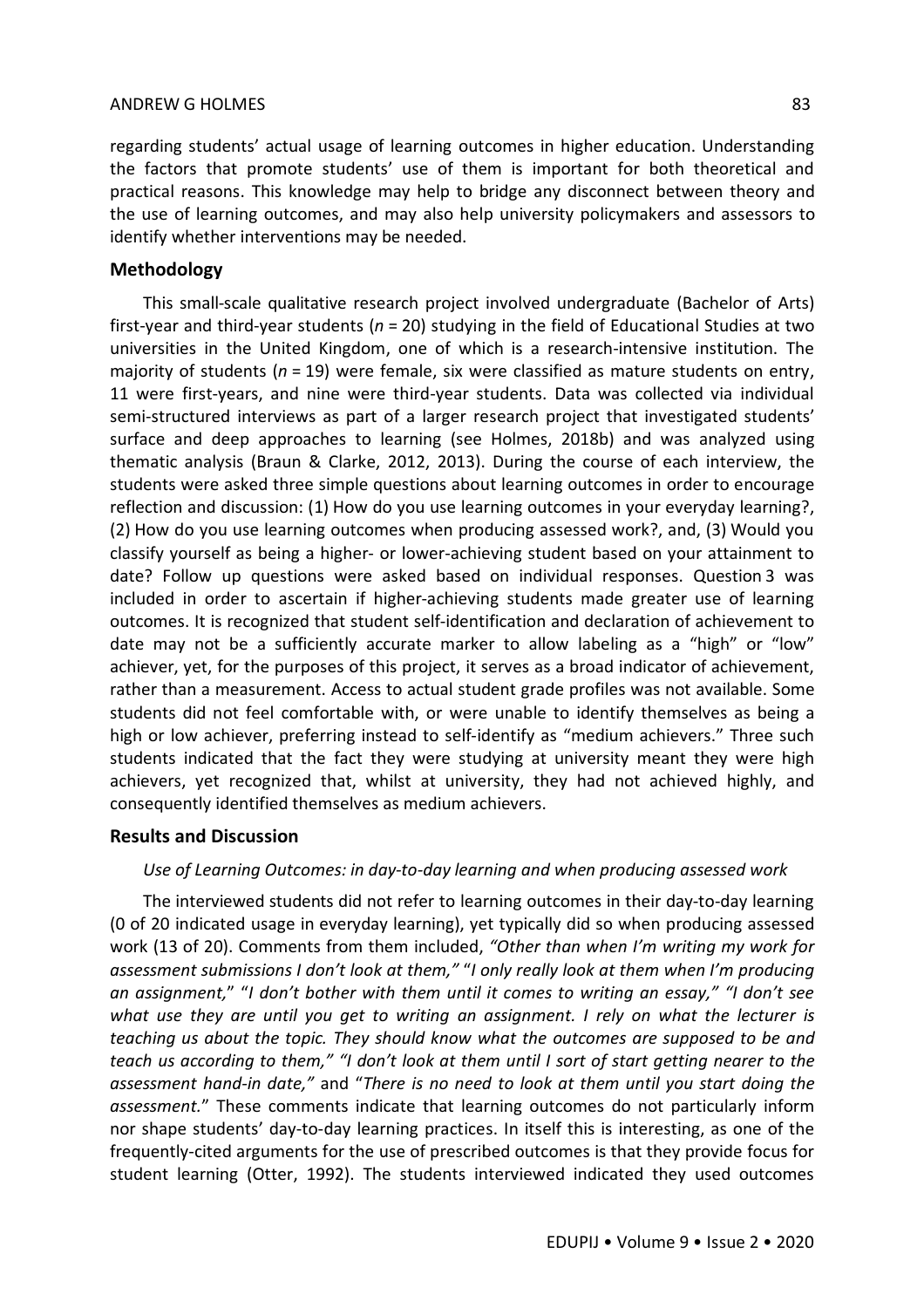regarding students' actual usage of learning outcomes in higher education. Understanding the factors that promote students' use of them is important for both theoretical and practical reasons. This knowledge may help to bridge any disconnect between theory and the use of learning outcomes, and may also help university policymakers and assessors to identify whether interventions may be needed.

## Methodology

This small-scale qualitative research project involved undergraduate (Bachelor of Arts) first-year and third-year students ($n = 20$) studying in the field of Educational Studies at two universities in the United Kingdom, one of which is a research-intensive institution. The majority of students ($n = 19$) were female, six were classified as mature students on entry, 11 were first-years, and nine were third-year students. Data was collected via individual semi-structured interviews as part of a larger research project that investigated students' surface and deep approaches to learning (see Holmes, 2018b) and was analyzed using thematic analysis (Braun & Clarke, 2012, 2013). During the course of each interview, the students were asked three simple questions about learning outcomes in order to encourage reflection and discussion: (1) How do you use learning outcomes in your everyday learning?, (2) How do you use learning outcomes when producing assessed work?, and, (3) Would you classify yourself as being a higher- or lower-achieving student based on your attainment to date? Follow up questions were asked based on individual responses. Question 3 was included in order to ascertain if higher-achieving students made greater use of learning outcomes. It is recognized that student self-identification and declaration of achievement to date may not be a sufficiently accurate marker to allow labeling as a "high" or "low" achiever, yet, for the purposes of this project, it serves as a broad indicator of achievement, rather than a measurement. Access to actual student grade profiles was not available. Some students did not feel comfortable with, or were unable to identify themselves as being a high or low achiever, preferring instead to self-identify as "medium achievers." Three such students indicated that the fact they were studying at university meant they were high achievers, yet recognized that, whilst at university, they had not achieved highly, and consequently identified themselves as medium achievers.

## Results and Discussion

### *Use of Learning Outcomes: in day-to-day learning and when producing assessed work*

The interviewed students did not refer to learning outcomes in their day-to-day learning (0 of 20 indicated usage in everyday learning), yet typically did so when producing assessed work (13 of 20). Comments from them included, *"Other than when I'm writing my work for assessment submissions I don't look at them,"* "*I only really look at them when I'm producing an assignment,*" "*I don't bother with them until it comes to writing an essay," "I don't see what use they are until you get to writing an assignment. I rely on what the lecturer is teaching us about the topic. They should know what the outcomes are supposed to be and teach us according to them," "I don't look at them until I sort of start getting nearer to the assessment hand-in date,"* and "*There is no need to look at them until you start doing the assessment.*" These comments indicate that learning outcomes do not particularly inform nor shape students' day-to-day learning practices. In itself this is interesting, as one of the frequently-cited arguments for the use of prescribed outcomes is that they provide focus for student learning (Otter, 1992). The students interviewed indicated they used outcomes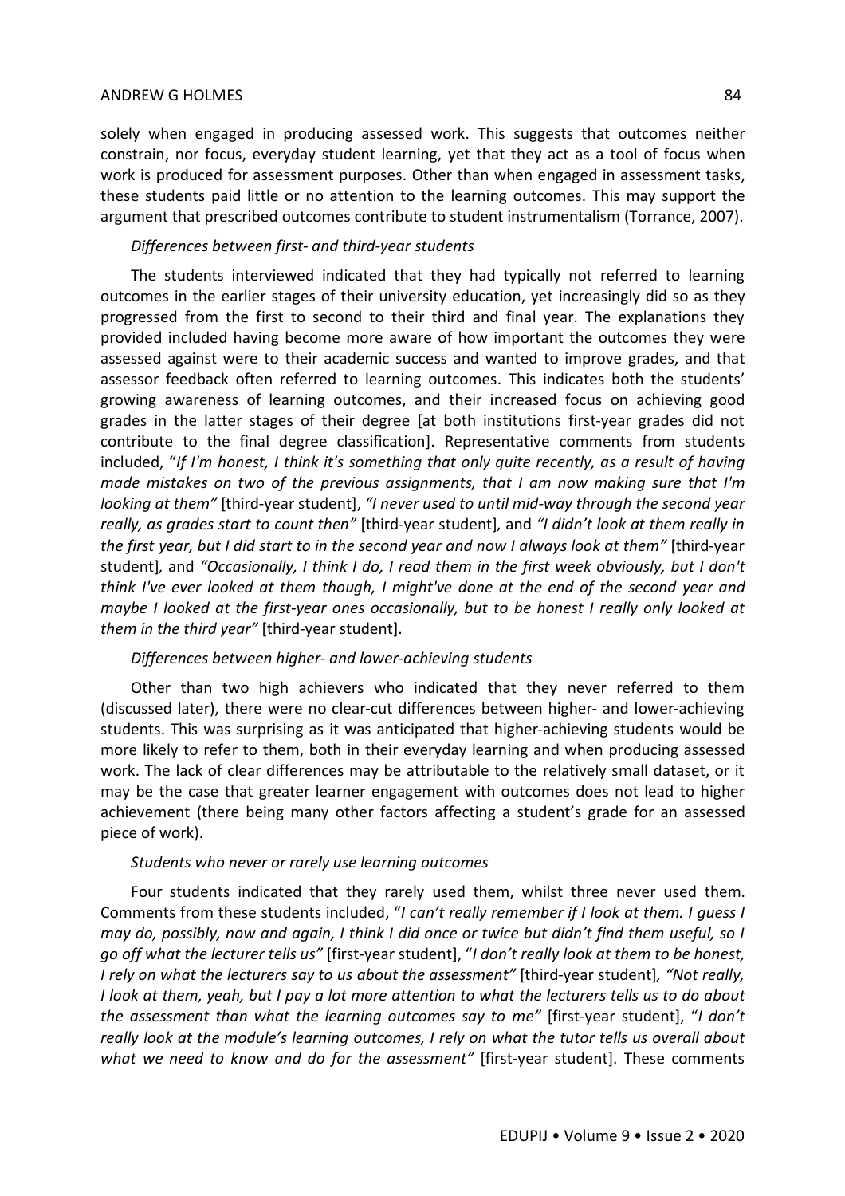solely when engaged in producing assessed work. This suggests that outcomes neither constrain, nor focus, everyday student learning, yet that they act as a tool of focus when work is produced for assessment purposes. Other than when engaged in assessment tasks, these students paid little or no attention to the learning outcomes. This may support the argument that prescribed outcomes contribute to student instrumentalism (Torrance, 2007).

*Differences between first- and third-year students*

The students interviewed indicated that they had typically not referred to learning outcomes in the earlier stages of their university education, yet increasingly did so as they progressed from the first to second to their third and final year. The explanations they provided included having become more aware of how important the outcomes they were assessed against were to their academic success and wanted to improve grades, and that assessor feedback often referred to learning outcomes. This indicates both the students' growing awareness of learning outcomes, and their increased focus on achieving good grades in the latter stages of their degree [at both institutions first-year grades did not contribute to the final degree classification]. Representative comments from students included, "*If I'm honest, I think it's something that only quite recently, as a result of having made mistakes on two of the previous assignments, that I am now making sure that I'm looking at them"* [third-year student], *"I never used to until mid-way through the second year really, as grades start to count then"* [third-year student], and *"I didn't look at them really in the first year, but I did start to in the second year and now I always look at them"* [third-year student], and *"Occasionally, I think I do, I read them in the first week obviously, but I don't think I've ever looked at them though, I might've done at the end of the second year and maybe I looked at the first-year ones occasionally, but to be honest I really only looked at them in the third year"* [third-year student].

*Differences between higher- and lower-achieving students*

Other than two high achievers who indicated that they never referred to them (discussed later), there were no clear-cut differences between higher- and lower-achieving students. This was surprising as it was anticipated that higher-achieving students would be more likely to refer to them, both in their everyday learning and when producing assessed work. The lack of clear differences may be attributable to the relatively small dataset, or it may be the case that greater learner engagement with outcomes does not lead to higher achievement (there being many other factors affecting a student's grade for an assessed piece of work).

*Students who never or rarely use learning outcomes*

Four students indicated that they rarely used them, whilst three never used them. Comments from these students included, "*I can't really remember if I look at them. I guess I may do, possibly, now and again, I think I did once or twice but didn't find them useful, so I go off what the lecturer tells us"* [first-year student], "*I don't really look at them to be honest, I rely on what the lecturers say to us about the assessment"* [third-year student], *"Not really, I look at them, yeah, but I pay a lot more attention to what the lecturers tells us to do about the assessment than what the learning outcomes say to me"* [first-year student], "*I don't really look at the module's learning outcomes, I rely on what the tutor tells us overall about what we need to know and do for the assessment"* [first-year student]. These comments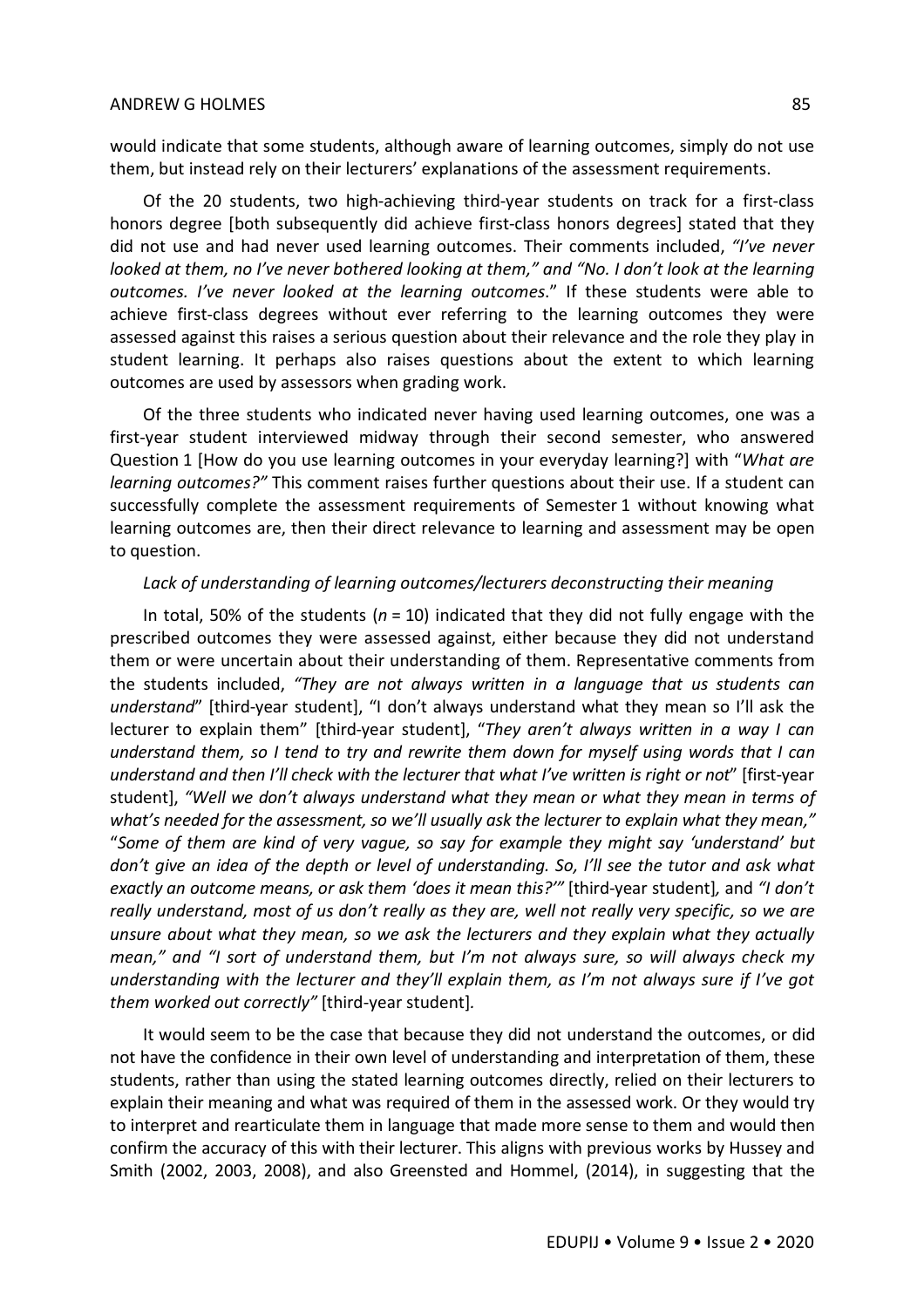would indicate that some students, although aware of learning outcomes, simply do not use them, but instead rely on their lecturers' explanations of the assessment requirements.

Of the 20 students, two high-achieving third-year students on track for a first-class honors degree [both subsequently did achieve first-class honors degrees] stated that they did not use and had never used learning outcomes. Their comments included, *"I've never looked at them, no I've never bothered looking at them,"* and *"No. I don't look at the learning outcomes. I've never looked at the learning outcomes*." If these students were able to achieve first-class degrees without ever referring to the learning outcomes they were assessed against this raises a serious question about their relevance and the role they play in student learning. It perhaps also raises questions about the extent to which learning outcomes are used by assessors when grading work.

Of the three students who indicated never having used learning outcomes, one was a first-year student interviewed midway through their second semester, who answered Question 1 [How do you use learning outcomes in your everyday learning?] with "*What are learning outcomes?"* This comment raises further questions about their use. If a student can successfully complete the assessment requirements of Semester 1 without knowing what learning outcomes are, then their direct relevance to learning and assessment may be open to question.

*Lack of understanding of learning outcomes/lecturers deconstructing their meaning*

In total, 50% of the students (*n* = 10) indicated that they did not fully engage with the prescribed outcomes they were assessed against, either because they did not understand them or were uncertain about their understanding of them. Representative comments from the students included, *"They are not always written in a language that us students can understand*" [third-year student], "I don't always understand what they mean so I'll ask the lecturer to explain them" [third-year student], "*They aren't always written in a way I can understand them, so I tend to try and rewrite them down for myself using words that I can understand and then I'll check with the lecturer that what I've written is right or not*" [first-year student], *"Well we don't always understand what they mean or what they mean in terms of what's needed for the assessment, so we'll usually ask the lecturer to explain what they mean,"* "*Some of them are kind of very vague, so say for example they might say 'understand' but don't give an idea of the depth or level of understanding. So, I'll see the tutor and ask what exactly an outcome means, or ask them 'does it mean this?'"* [third-year student], and *"I don't really understand, most of us don't really as they are, well not really very specific, so we are unsure about what they mean, so we ask the lecturers and they explain what they actually mean,"* and *"I sort of understand them, but I'm not always sure, so will always check my understanding with the lecturer and they'll explain them, as I'm not always sure if I've got them worked out correctly"* [third-year student].

It would seem to be the case that because they did not understand the outcomes, or did not have the confidence in their own level of understanding and interpretation of them, these students, rather than using the stated learning outcomes directly, relied on their lecturers to explain their meaning and what was required of them in the assessed work. Or they would try to interpret and rearticulate them in language that made more sense to them and would then confirm the accuracy of this with their lecturer. This aligns with previous works by Hussey and Smith (2002, 2003, 2008), and also Greensted and Hommel, (2014), in suggesting that the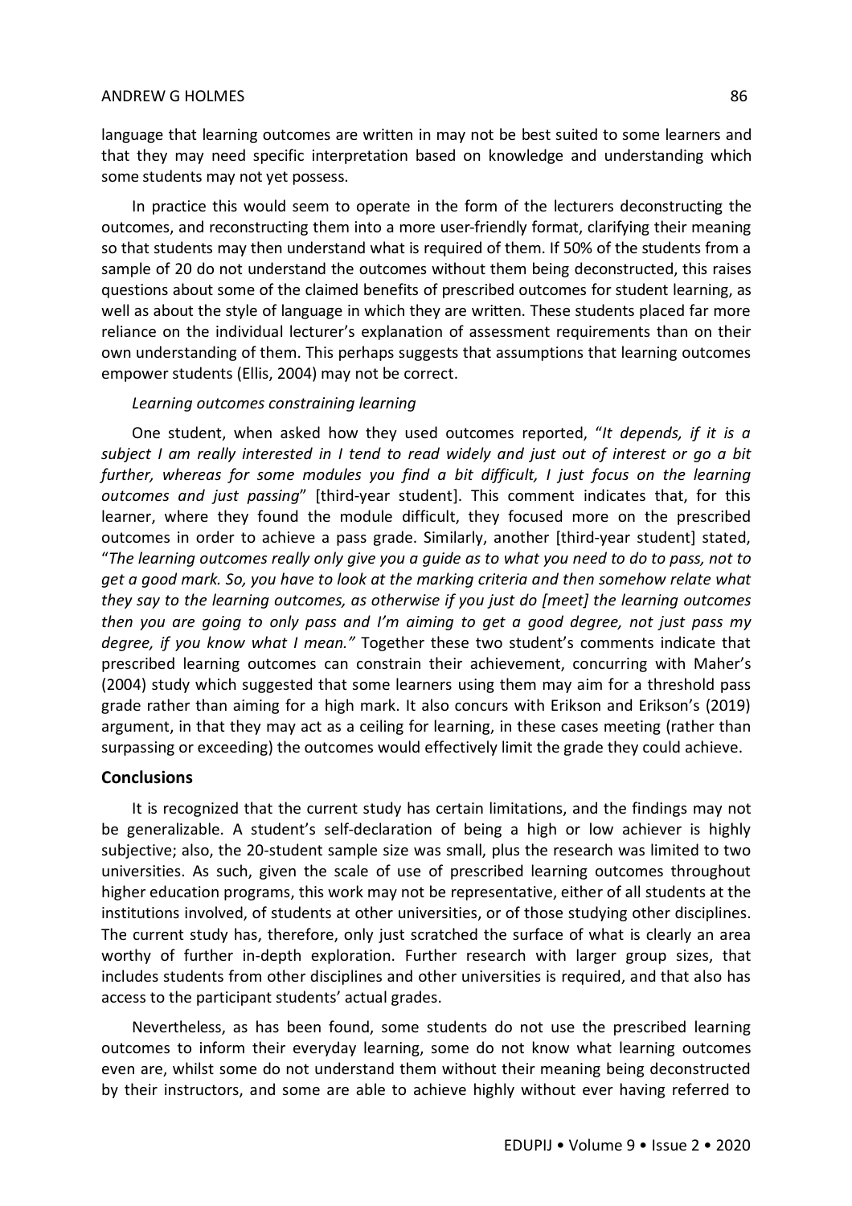language that learning outcomes are written in may not be best suited to some learners and that they may need specific interpretation based on knowledge and understanding which some students may not yet possess.

In practice this would seem to operate in the form of the lecturers deconstructing the outcomes, and reconstructing them into a more user-friendly format, clarifying their meaning so that students may then understand what is required of them. If 50% of the students from a sample of 20 do not understand the outcomes without them being deconstructed, this raises questions about some of the claimed benefits of prescribed outcomes for student learning, as well as about the style of language in which they are written. These students placed far more reliance on the individual lecturer's explanation of assessment requirements than on their own understanding of them. This perhaps suggests that assumptions that learning outcomes empower students (Ellis, 2004) may not be correct.

*Learning outcomes constraining learning*

One student, when asked how they used outcomes reported, "*It depends, if it is a subject I am really interested in I tend to read widely and just out of interest or go a bit further, whereas for some modules you find a bit difficult, I just focus on the learning outcomes and just passing*" [third-year student]. This comment indicates that, for this learner, where they found the module difficult, they focused more on the prescribed outcomes in order to achieve a pass grade. Similarly, another [third-year student] stated, "*The learning outcomes really only give you a guide as to what you need to do to pass, not to get a good mark. So, you have to look at the marking criteria and then somehow relate what they say to the learning outcomes, as otherwise if you just do [meet] the learning outcomes then you are going to only pass and I'm aiming to get a good degree, not just pass my degree, if you know what I mean."* Together these two student's comments indicate that prescribed learning outcomes can constrain their achievement, concurring with Maher's (2004) study which suggested that some learners using them may aim for a threshold pass grade rather than aiming for a high mark. It also concurs with Erikson and Erikson's (2019) argument, in that they may act as a ceiling for learning, in these cases meeting (rather than surpassing or exceeding) the outcomes would effectively limit the grade they could achieve.

## Conclusions

It is recognized that the current study has certain limitations, and the findings may not be generalizable. A student's self-declaration of being a high or low achiever is highly subjective; also, the 20-student sample size was small, plus the research was limited to two universities. As such, given the scale of use of prescribed learning outcomes throughout higher education programs, this work may not be representative, either of all students at the institutions involved, of students at other universities, or of those studying other disciplines. The current study has, therefore, only just scratched the surface of what is clearly an area worthy of further in-depth exploration. Further research with larger group sizes, that includes students from other disciplines and other universities is required, and that also has access to the participant students' actual grades.

Nevertheless, as has been found, some students do not use the prescribed learning outcomes to inform their everyday learning, some do not know what learning outcomes even are, whilst some do not understand them without their meaning being deconstructed by their instructors, and some are able to achieve highly without ever having referred to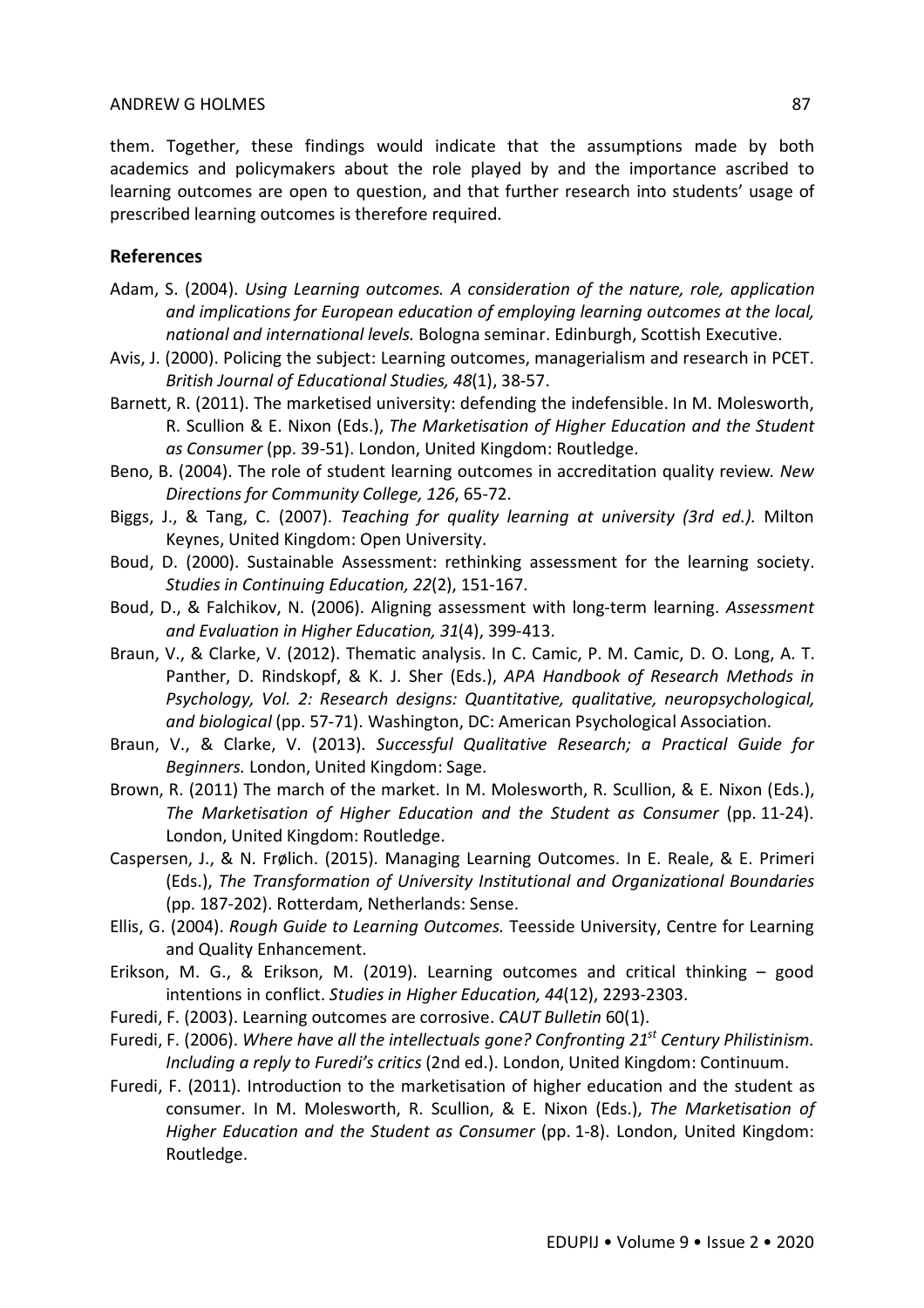them. Together, these findings would indicate that the assumptions made by both academics and policymakers about the role played by and the importance ascribed to learning outcomes are open to question, and that further research into students' usage of prescribed learning outcomes is therefore required.

## References

Adam, S. (2004). *Using Learning outcomes. A consideration of the nature, role, application and implications for European education of employing learning outcomes at the local, national and international levels.* Bologna seminar. Edinburgh, Scottish Executive.

Avis, J. (2000). Policing the subject: Learning outcomes, managerialism and research in PCET. *British Journal of Educational Studies, 48*(1), 38-57.

Barnett, R. (2011). The marketised university: defending the indefensible. In M. Molesworth, R. Scullion & E. Nixon (Eds.), *The Marketisation of Higher Education and the Student as Consumer* (pp. 39-51). London, United Kingdom: Routledge.

Beno, B. (2004). The role of student learning outcomes in accreditation quality review. *New Directions for Community College, 126*, 65-72.

Biggs, J., & Tang, C. (2007). *Teaching for quality learning at university (3rd ed.).* Milton Keynes, United Kingdom: Open University.

Boud, D. (2000). Sustainable Assessment: rethinking assessment for the learning society. *Studies in Continuing Education, 22*(2), 151-167.

Boud, D., & Falchikov, N. (2006). Aligning assessment with long-term learning. *Assessment and Evaluation in Higher Education, 31*(4), 399-413.

Braun, V., & Clarke, V. (2012). Thematic analysis. In C. Camic, P. M. Camic, D. O. Long, A. T. Panther, D. Rindskopf, & K. J. Sher (Eds.), *APA Handbook of Research Methods in Psychology, Vol. 2: Research designs: Quantitative, qualitative, neuropsychological, and biological* (pp. 57-71). Washington, DC: American Psychological Association.

Braun, V., & Clarke, V. (2013). *Successful Qualitative Research; a Practical Guide for Beginners.* London, United Kingdom: Sage.

Brown, R. (2011) The march of the market. In M. Molesworth, R. Scullion, & E. Nixon (Eds.), *The Marketisation of Higher Education and the Student as Consumer* (pp. 11-24). London, United Kingdom: Routledge.

Caspersen, J., & N. Frølich. (2015). Managing Learning Outcomes. In E. Reale, & E. Primeri (Eds.), *The Transformation of University Institutional and Organizational Boundaries* (pp. 187-202). Rotterdam, Netherlands: Sense.

Ellis, G. (2004). *Rough Guide to Learning Outcomes.* Teesside University, Centre for Learning and Quality Enhancement.

Erikson, M. G., & Erikson, M. (2019). Learning outcomes and critical thinking – good intentions in conflict. *Studies in Higher Education, 44*(12), 2293-2303.

Furedi, F. (2003). Learning outcomes are corrosive. *CAUT Bulletin* 60(1).

Furedi, F. (2006). *Where have all the intellectuals gone? Confronting 21st Century Philistinism. Including a reply to Furedi's critics* (2nd ed.). London, United Kingdom: Continuum.

Furedi, F. (2011). Introduction to the marketisation of higher education and the student as consumer. In M. Molesworth, R. Scullion, & E. Nixon (Eds.), *The Marketisation of Higher Education and the Student as Consumer* (pp. 1-8). London, United Kingdom: Routledge.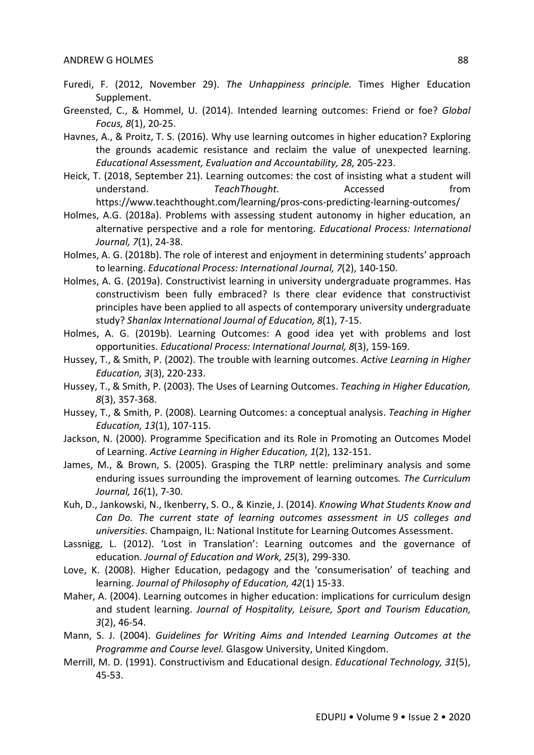Furedi, F. (2012, November 29). *The Unhappiness principle.* Times Higher Education Supplement.

Greensted, C., & Hommel, U. (2014). Intended learning outcomes: Friend or foe? *Global Focus, 8*(1), 20-25.

Havnes, A., & Proitz, T. S. (2016). Why use learning outcomes in higher education? Exploring the grounds academic resistance and reclaim the value of unexpected learning. *Educational Assessment, Evaluation and Accountability, 28*, 205-223.

Heick, T. (2018, September 21). Learning outcomes: the cost of insisting what a student will understand. *TeachThought*. Accessed from https://www.teachthought.com/learning/pros-cons-predicting-learning-outcomes/

Holmes, A.G. (2018a). Problems with assessing student autonomy in higher education, an alternative perspective and a role for mentoring. *Educational Process: International Journal, 7*(1), 24-38.

Holmes, A. G. (2018b). The role of interest and enjoyment in determining students' approach to learning. *Educational Process: International Journal, 7*(2), 140-150.

Holmes, A. G. (2019a). Constructivist learning in university undergraduate programmes. Has constructivism been fully embraced? Is there clear evidence that constructivist principles have been applied to all aspects of contemporary university undergraduate study? *Shanlax International Journal of Education, 8*(1), 7-15.

Holmes, A. G. (2019b). Learning Outcomes: A good idea yet with problems and lost opportunities. *Educational Process: International Journal, 8*(3), 159-169.

Hussey, T., & Smith, P. (2002). The trouble with learning outcomes. *Active Learning in Higher Education, 3*(3), 220-233.

Hussey, T., & Smith, P. (2003). The Uses of Learning Outcomes. *Teaching in Higher Education, 8*(3), 357-368.

Hussey, T., & Smith, P. (2008). Learning Outcomes: a conceptual analysis. *Teaching in Higher Education, 13*(1), 107-115.

Jackson, N. (2000). Programme Specification and its Role in Promoting an Outcomes Model of Learning. *Active Learning in Higher Education, 1*(2), 132-151.

James, M., & Brown, S. (2005). Grasping the TLRP nettle: preliminary analysis and some enduring issues surrounding the improvement of learning outcomes*. The Curriculum Journal, 16*(1), 7-30.

Kuh, D., Jankowski, N., Ikenberry, S. O., & Kinzie, J. (2014). *Knowing What Students Know and Can Do. The current state of learning outcomes assessment in US colleges and universities*. Champaign, IL: National Institute for Learning Outcomes Assessment.

Lassnigg, L. (2012). 'Lost in Translation': Learning outcomes and the governance of education. *Journal of Education and Work, 25*(3), 299-330.

Love, K. (2008). Higher Education, pedagogy and the 'consumerisation' of teaching and learning. *Journal of Philosophy of Education, 42*(1) 15-33.

Maher, A. (2004). Learning outcomes in higher education: implications for curriculum design and student learning. *Journal of Hospitality, Leisure, Sport and Tourism Education, 3*(2), 46-54.

Mann, S. J. (2004). *Guidelines for Writing Aims and Intended Learning Outcomes at the Programme and Course level.* Glasgow University, United Kingdom.

Merrill, M. D. (1991). Constructivism and Educational design. *Educational Technology, 31*(5), 45-53.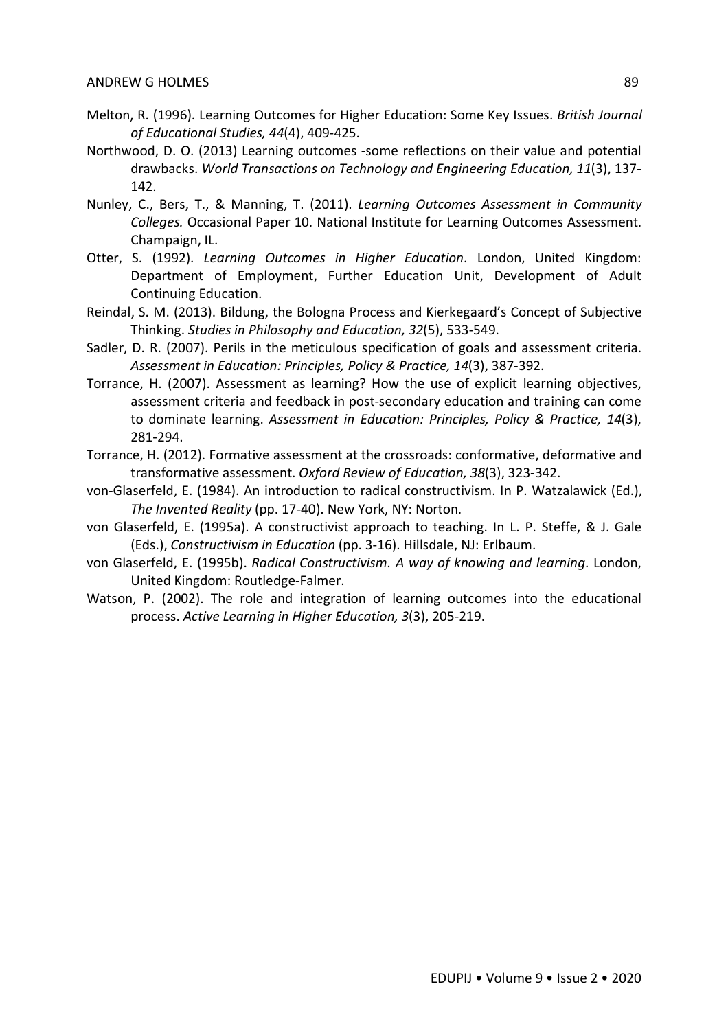Melton, R. (1996). Learning Outcomes for Higher Education: Some Key Issues. *British Journal of Educational Studies, 44*(4), 409-425.

Northwood, D. O. (2013) Learning outcomes -some reflections on their value and potential drawbacks. *World Transactions on Technology and Engineering Education, 11*(3), 137-142.

Nunley, C., Bers, T., & Manning, T. (2011). *Learning Outcomes Assessment in Community Colleges.* Occasional Paper 10. National Institute for Learning Outcomes Assessment. Champaign, IL.

Otter, S. (1992). *Learning Outcomes in Higher Education*. London, United Kingdom: Department of Employment, Further Education Unit, Development of Adult Continuing Education.

Reindal, S. M. (2013). Bildung, the Bologna Process and Kierkegaard's Concept of Subjective Thinking. *Studies in Philosophy and Education, 32*(5), 533-549.

Sadler, D. R. (2007). Perils in the meticulous specification of goals and assessment criteria. *Assessment in Education: Principles, Policy & Practice, 14*(3), 387-392.

Torrance, H. (2007). Assessment as learning? How the use of explicit learning objectives, assessment criteria and feedback in post-secondary education and training can come to dominate learning. *Assessment in Education: Principles, Policy & Practice, 14*(3), 281-294.

Torrance, H. (2012). Formative assessment at the crossroads: conformative, deformative and transformative assessment. *Oxford Review of Education, 38*(3), 323-342.

von-Glaserfeld, E. (1984). An introduction to radical constructivism. In P. Watzalawick (Ed.), *The Invented Reality* (pp. 17-40). New York, NY: Norton.

von Glaserfeld, E. (1995a). A constructivist approach to teaching. In L. P. Steffe, & J. Gale (Eds.), *Constructivism in Education* (pp. 3-16). Hillsdale, NJ: Erlbaum.

von Glaserfeld, E. (1995b). *Radical Constructivism. A way of knowing and learning*. London, United Kingdom: Routledge-Falmer.

Watson, P. (2002). The role and integration of learning outcomes into the educational process. *Active Learning in Higher Education, 3*(3), 205-219.